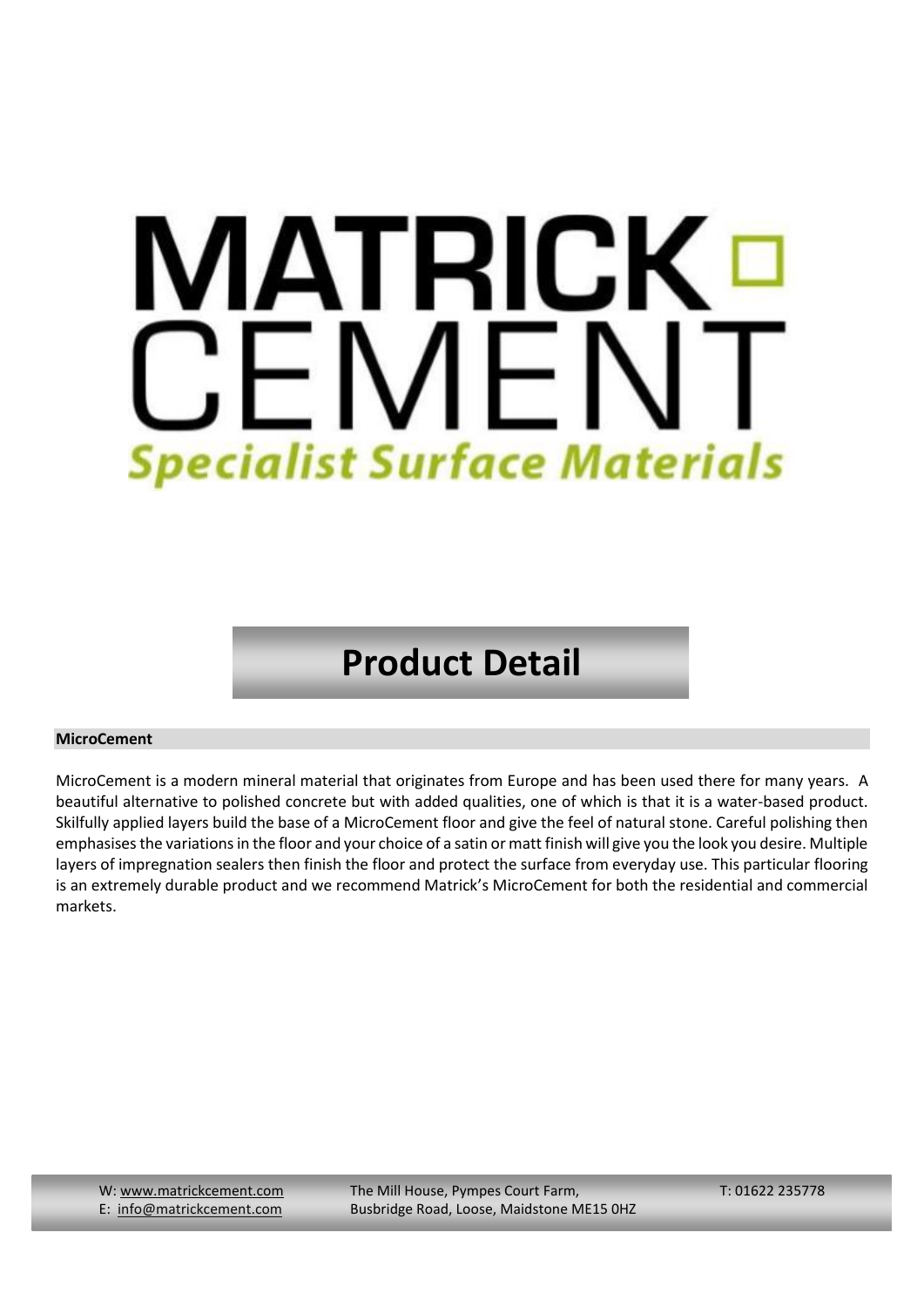# MATRICK CEMENT

*Specialist Surface Materials*

## Product Detail

**MicroCement**

MicroCement is a modern mineral material that originates from Europe and has been used there for many years. A beautiful alternative to polished concrete but with added qualities, one of which is that it is a water-based product. Skilfully applied layers build the base of a MicroCement floor and give the feel of natural stone. Careful polishing then emphasises the variations in the floor and your choice of a satin or matt finish will give you the look you desire. Multiple layers of impregnation sealers then finish the floor and protect the surface from everyday use. This particular flooring is an extremely durable product and we recommend Matrick's MicroCement for both the residential and commercial markets.

W: www.matrickcement.com
E: info@matrickcement.com

The Mill House, Pympes Court Farm,
Busbridge Road, Loose, Maidstone ME15 0HZ

T: 01622 235778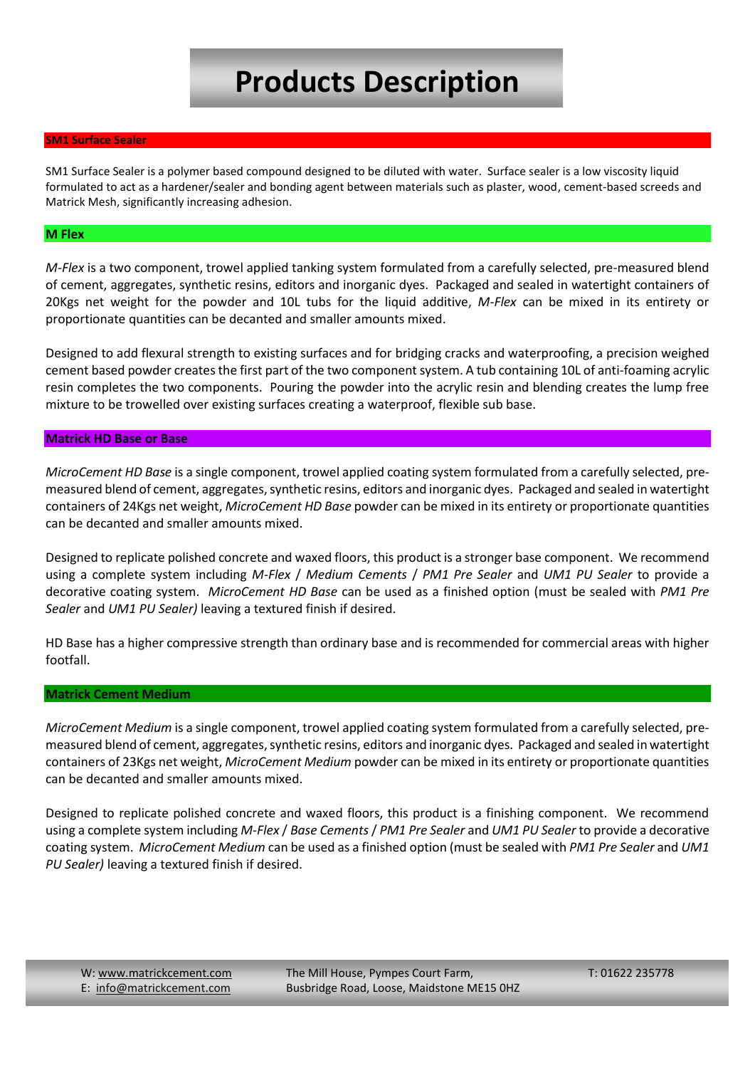# Products Description

## SM1 Surface Sealer

SM1 Surface Sealer is a polymer based compound designed to be diluted with water. Surface sealer is a low viscosity liquid formulated to act as a hardener/sealer and bonding agent between materials such as plaster, wood, cement-based screeds and Matrick Mesh, significantly increasing adhesion.

## M Flex

*M-Flex* is a two component, trowel applied tanking system formulated from a carefully selected, pre-measured blend of cement, aggregates, synthetic resins, editors and inorganic dyes. Packaged and sealed in watertight containers of 20Kgs net weight for the powder and 10L tubs for the liquid additive, *M-Flex* can be mixed in its entirety or proportionate quantities can be decanted and smaller amounts mixed.

Designed to add flexural strength to existing surfaces and for bridging cracks and waterproofing, a precision weighed cement based powder creates the first part of the two component system. A tub containing 10L of anti-foaming acrylic resin completes the two components. Pouring the powder into the acrylic resin and blending creates the lump free mixture to be trowelled over existing surfaces creating a waterproof, flexible sub base.

## Matrick HD Base or Base

*MicroCement HD Base* is a single component, trowel applied coating system formulated from a carefully selected, pre-measured blend of cement, aggregates, synthetic resins, editors and inorganic dyes. Packaged and sealed in watertight containers of 24Kgs net weight, *MicroCement HD Base* powder can be mixed in its entirety or proportionate quantities can be decanted and smaller amounts mixed.

Designed to replicate polished concrete and waxed floors, this product is a stronger base component. We recommend using a complete system including *M-Flex* / *Medium Cements* / *PM1 Pre Sealer* and *UM1 PU Sealer* to provide a decorative coating system. *MicroCement HD Base* can be used as a finished option (must be sealed with *PM1 Pre Sealer* and *UM1 PU Sealer)* leaving a textured finish if desired.

HD Base has a higher compressive strength than ordinary base and is recommended for commercial areas with higher footfall.

## Matrick Cement Medium

*MicroCement Medium* is a single component, trowel applied coating system formulated from a carefully selected, pre-measured blend of cement, aggregates, synthetic resins, editors and inorganic dyes. Packaged and sealed in watertight containers of 23Kgs net weight, *MicroCement Medium* powder can be mixed in its entirety or proportionate quantities can be decanted and smaller amounts mixed.

Designed to replicate polished concrete and waxed floors, this product is a finishing component. We recommend using a complete system including *M-Flex* / *Base Cements* / *PM1 Pre Sealer* and *UM1 PU Sealer* to provide a decorative coating system. *MicroCement Medium* can be used as a finished option (must be sealed with *PM1 Pre Sealer* and *UM1 PU Sealer)* leaving a textured finish if desired.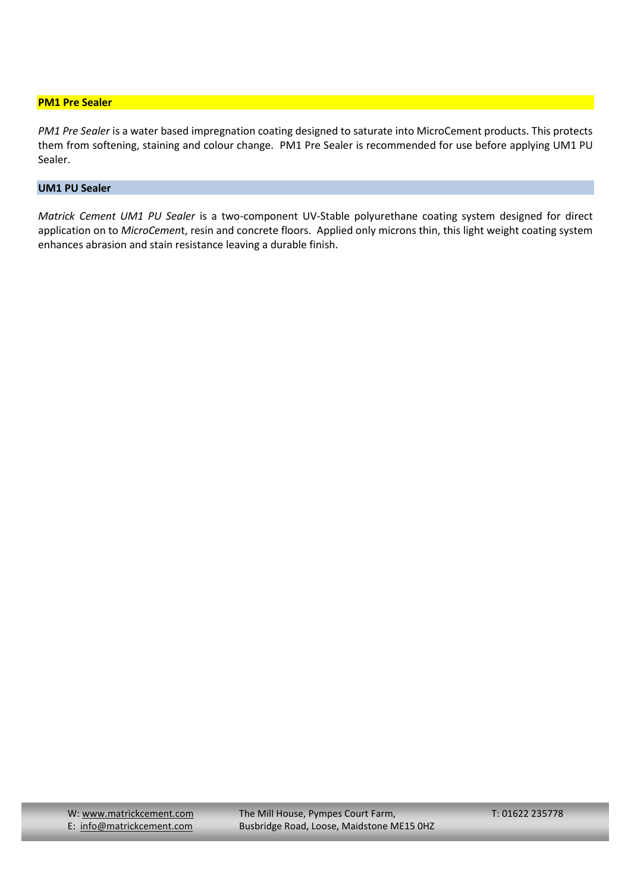## PM1 Pre Sealer

*PM1 Pre Sealer* is a water based impregnation coating designed to saturate into MicroCement products. This protects them from softening, staining and colour change. PM1 Pre Sealer is recommended for use before applying UM1 PU Sealer.

## UM1 PU Sealer

*Matrick Cement UM1 PU Sealer* is a two-component UV-Stable polyurethane coating system designed for direct application on to *MicroCemen*t, resin and concrete floors. Applied only microns thin, this light weight coating system enhances abrasion and stain resistance leaving a durable finish.